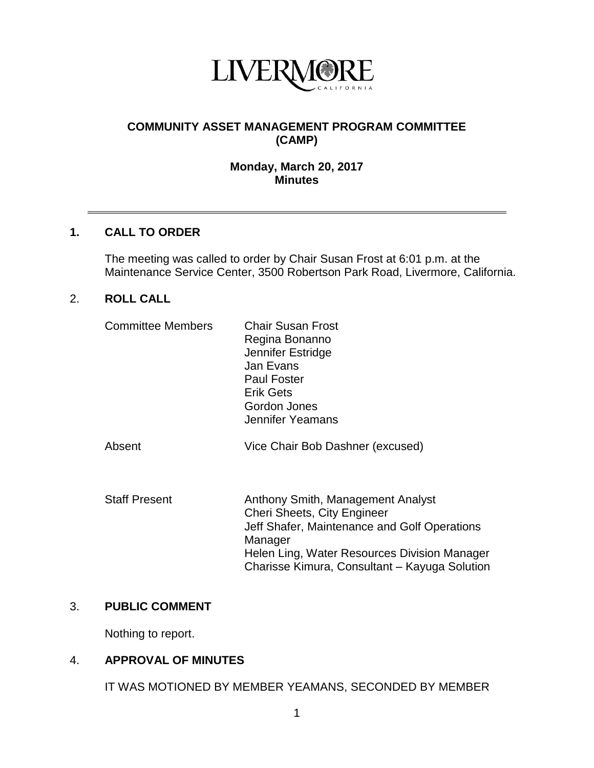LIVERMORE
CALIFORNIA

# COMMUNITY ASSET MANAGEMENT PROGRAM COMMITTEE (CAMP)

**Monday, March 20, 2017**
**Minutes**

---

## 1. CALL TO ORDER

The meeting was called to order by Chair Susan Frost at 6:01 p.m. at the Maintenance Service Center, 3500 Robertson Park Road, Livermore, California.

## 2. ROLL CALL

| | |
|---|---|
| Committee Members | Chair Susan Frost<br>Regina Bonanno<br>Jennifer Estridge<br>Jan Evans<br>Paul Foster<br>Erik Gets<br>Gordon Jones<br>Jennifer Yeamans |
| Absent | Vice Chair Bob Dashner (excused) |
| Staff Present | Anthony Smith, Management Analyst<br>Cheri Sheets, City Engineer<br>Jeff Shafer, Maintenance and Golf Operations Manager<br>Helen Ling, Water Resources Division Manager<br>Charisse Kimura, Consultant – Kayuga Solution |

## 3. PUBLIC COMMENT

Nothing to report.

## 4. APPROVAL OF MINUTES

IT WAS MOTIONED BY MEMBER YEAMANS, SECONDED BY MEMBER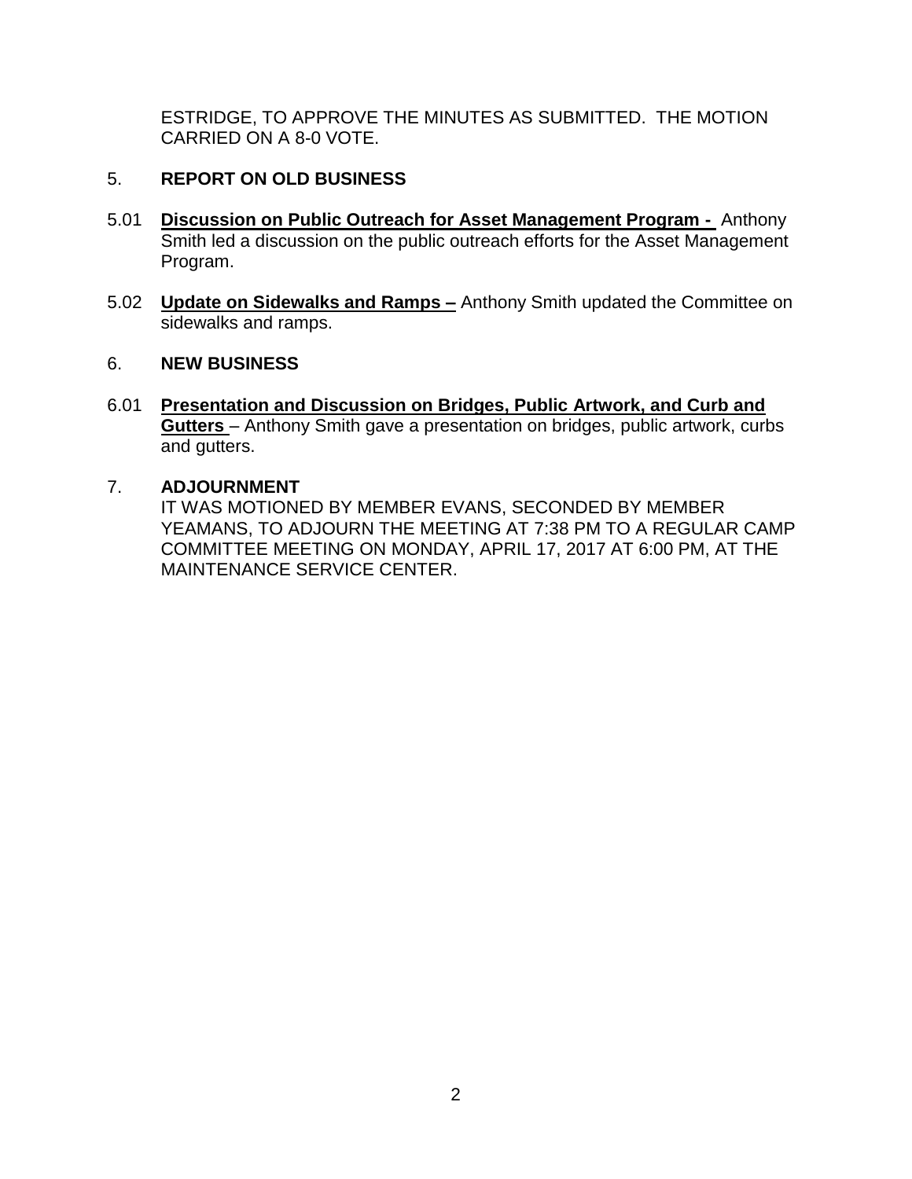ESTRIDGE, TO APPROVE THE MINUTES AS SUBMITTED. THE MOTION CARRIED ON A 8-0 VOTE.

5. **REPORT ON OLD BUSINESS**

5.01 **Discussion on Public Outreach for Asset Management Program -** Anthony Smith led a discussion on the public outreach efforts for the Asset Management Program.

5.02 **Update on Sidewalks and Ramps –** Anthony Smith updated the Committee on sidewalks and ramps.

6. **NEW BUSINESS**

6.01 **Presentation and Discussion on Bridges, Public Artwork, and Curb and Gutters** – Anthony Smith gave a presentation on bridges, public artwork, curbs and gutters.

7. **ADJOURNMENT**

IT WAS MOTIONED BY MEMBER EVANS, SECONDED BY MEMBER YEAMANS, TO ADJOURN THE MEETING AT 7:38 PM TO A REGULAR CAMP COMMITTEE MEETING ON MONDAY, APRIL 17, 2017 AT 6:00 PM, AT THE MAINTENANCE SERVICE CENTER.